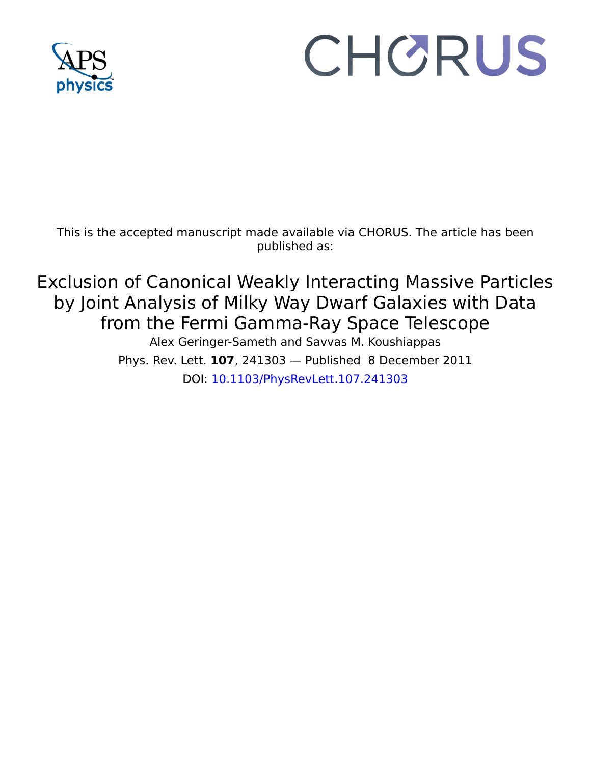This is the accepted manuscript made available via CHORUS. The article has been published as:

# Exclusion of Canonical Weakly Interacting Massive Particles by Joint Analysis of Milky Way Dwarf Galaxies with Data from the Fermi Gamma-Ray Space Telescope

Alex Geringer-Sameth and Savvas M. Koushiappas

Phys. Rev. Lett. **107**, 241303 — Published 8 December 2011

DOI: 10.1103/PhysRevLett.107.241303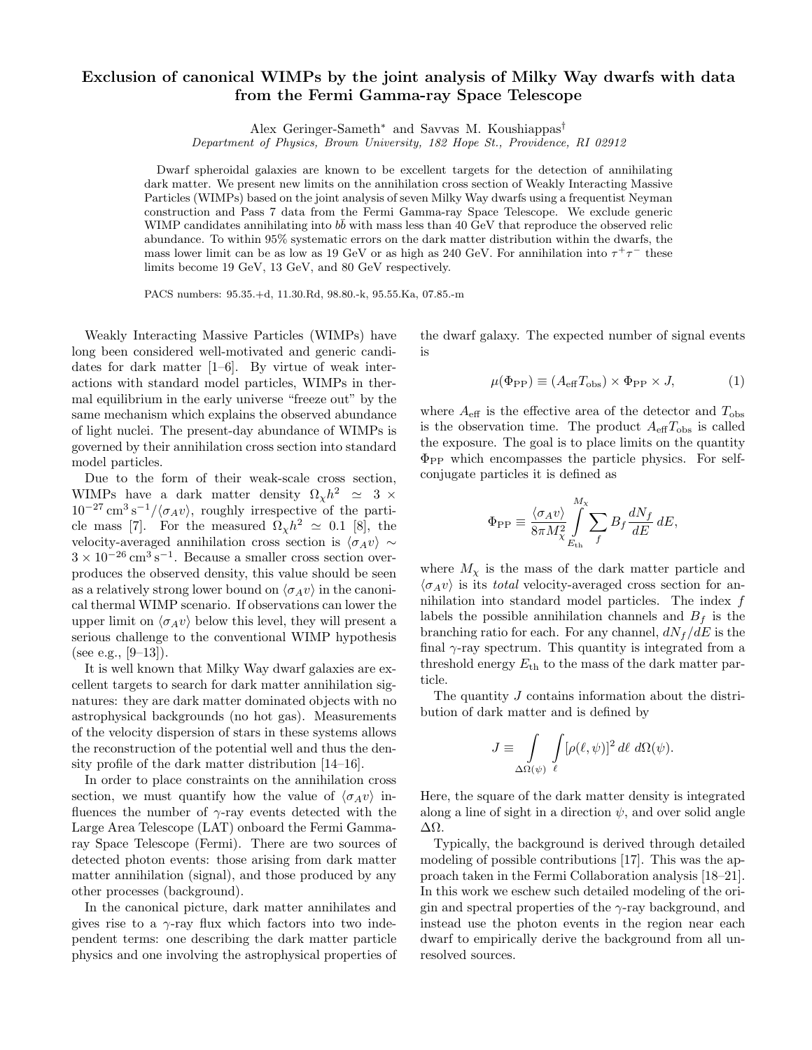# Exclusion of canonical WIMPs by the joint analysis of Milky Way dwarfs with data from the Fermi Gamma-ray Space Telescope

Alex Geringer-Sameth* and Savvas M. Koushiappas†

*Department of Physics, Brown University, 182 Hope St., Providence, RI 02912*

Dwarf spheroidal galaxies are known to be excellent targets for the detection of annihilating dark matter. We present new limits on the annihilation cross section of Weakly Interacting Massive Particles (WIMPs) based on the joint analysis of seven Milky Way dwarfs using a frequentist Neyman construction and Pass 7 data from the Fermi Gamma-ray Space Telescope. We exclude generic WIMP candidates annihilating into $b\bar{b}$ with mass less than 40 GeV that reproduce the observed relic abundance. To within 95% systematic errors on the dark matter distribution within the dwarfs, the mass lower limit can be as low as 19 GeV or as high as 240 GeV. For annihilation into $\tau^+\tau^-$ these limits become 19 GeV, 13 GeV, and 80 GeV respectively.

PACS numbers: 95.35.+d, 11.30.Rd, 98.80.-k, 95.55.Ka, 07.85.-m

Weakly Interacting Massive Particles (WIMPs) have long been considered well-motivated and generic candidates for dark matter [1–6]. By virtue of weak interactions with standard model particles, WIMPs in thermal equilibrium in the early universe "freeze out" by the same mechanism which explains the observed abundance of light nuclei. The present-day abundance of WIMPs is governed by their annihilation cross section into standard model particles.

Due to the form of their weak-scale cross section, WIMPs have a dark matter density $\Omega_\chi h^2 \simeq 3 \times 10^{-27}\,\mathrm{cm^3\,s^{-1}}/\langle\sigma_A v\rangle$, roughly irrespective of the particle mass [7]. For the measured $\Omega_\chi h^2 \simeq 0.1$ [8], the velocity-averaged annihilation cross section is $\langle\sigma_A v\rangle \sim 3 \times 10^{-26}\,\mathrm{cm^3\,s^{-1}}$. Because a smaller cross section overproduces the observed density, this value should be seen as a relatively strong lower bound on $\langle\sigma_A v\rangle$ in the canonical thermal WIMP scenario. If observations can lower the upper limit on $\langle\sigma_A v\rangle$ below this level, they will present a serious challenge to the conventional WIMP hypothesis (see e.g., [9–13]).

It is well known that Milky Way dwarf galaxies are excellent targets to search for dark matter annihilation signatures: they are dark matter dominated objects with no astrophysical backgrounds (no hot gas). Measurements of the velocity dispersion of stars in these systems allows the reconstruction of the potential well and thus the density profile of the dark matter distribution [14–16].

In order to place constraints on the annihilation cross section, we must quantify how the value of $\langle\sigma_A v\rangle$ influences the number of $\gamma$-ray events detected with the Large Area Telescope (LAT) onboard the Fermi Gamma-ray Space Telescope (Fermi). There are two sources of detected photon events: those arising from dark matter matter annihilation (signal), and those produced by any other processes (background).

In the canonical picture, dark matter annihilates and gives rise to a $\gamma$-ray flux which factors into two independent terms: one describing the dark matter particle physics and one involving the astrophysical properties of the dwarf galaxy. The expected number of signal events is

$$\mu(\Phi_{\rm PP}) \equiv (A_{\rm eff} T_{\rm obs}) \times \Phi_{\rm PP} \times J, \tag{1}$$

where $A_{\rm eff}$ is the effective area of the detector and $T_{\rm obs}$ is the observation time. The product $A_{\rm eff} T_{\rm obs}$ is called the exposure. The goal is to place limits on the quantity $\Phi_{\rm PP}$ which encompasses the particle physics. For self-conjugate particles it is defined as

$$\Phi_{\rm PP} \equiv \frac{\langle\sigma_A v\rangle}{8\pi M_\chi^2} \int_{E_{\rm th}}^{M_\chi} \sum_f B_f \frac{dN_f}{dE}\, dE,$$

where $M_\chi$ is the mass of the dark matter particle and $\langle\sigma_A v\rangle$ is its *total* velocity-averaged cross section for annihilation into standard model particles. The index $f$ labels the possible annihilation channels and $B_f$ is the branching ratio for each. For any channel, $dN_f/dE$ is the final $\gamma$-ray spectrum. This quantity is integrated from a threshold energy $E_{\rm th}$ to the mass of the dark matter particle.

The quantity $J$ contains information about the distribution of dark matter and is defined by

$$J \equiv \int_{\Delta\Omega(\psi)} \int_{\ell} [\rho(\ell,\psi)]^2\, d\ell\; d\Omega(\psi).$$

Here, the square of the dark matter density is integrated along a line of sight in a direction $\psi$, and over solid angle $\Delta\Omega$.

Typically, the background is derived through detailed modeling of possible contributions [17]. This was the approach taken in the Fermi Collaboration analysis [18–21]. In this work we eschew such detailed modeling of the origin and spectral properties of the $\gamma$-ray background, and instead use the photon events in the region near each dwarf to empirically derive the background from all unresolved sources.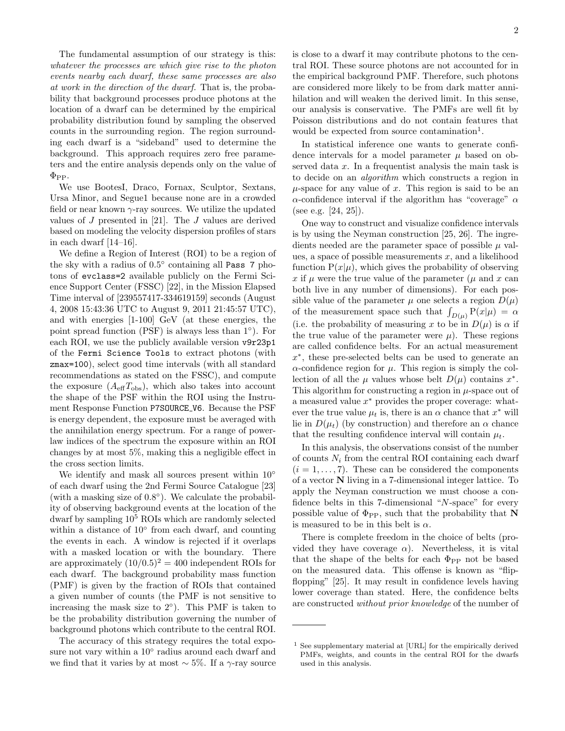The fundamental assumption of our strategy is this: *whatever the processes are which give rise to the photon events nearby each dwarf, these same processes are also at work in the direction of the dwarf.* That is, the probability that background processes produce photons at the location of a dwarf can be determined by the empirical probability distribution found by sampling the observed counts in the surrounding region. The region surrounding each dwarf is a "sideband" used to determine the background. This approach requires zero free parameters and the entire analysis depends only on the value of $\Phi_{\rm PP}$.

We use BootesI, Draco, Fornax, Sculptor, Sextans, Ursa Minor, and Segue1 because none are in a crowded field or near known $\gamma$-ray sources. We utilize the updated values of $J$ presented in [21]. The $J$ values are derived based on modeling the velocity dispersion profiles of stars in each dwarf [14–16].

We define a Region of Interest (ROI) to be a region of the sky with a radius of $0.5^\circ$ containing all `Pass 7` photons of `evclass=2` available publicly on the Fermi Science Support Center (FSSC) [22], in the Mission Elapsed Time interval of [239557417-334619159] seconds (August 4, 2008 15:43:36 UTC to August 9, 2011 21:45:57 UTC), and with energies [1-100] GeV (at these energies, the point spread function (PSF) is always less than $1^\circ$). For each ROI, we use the publicly available version `v9r23p1` of the `Fermi Science Tools` to extract photons (with `zmax=100`), select good time intervals (with all standard recommendations as stated on the FSSC), and compute the exposure ($A_{\rm eff}T_{\rm obs}$), which also takes into account the shape of the PSF within the ROI using the Instrument Response Function `P7SOURCE_V6`. Because the PSF is energy dependent, the exposure must be averaged with the annihilation energy spectrum. For a range of power-law indices of the spectrum the exposure within an ROI changes by at most 5%, making this a negligible effect in the cross section limits.

We identify and mask all sources present within $10^\circ$ of each dwarf using the 2nd Fermi Source Catalogue [23] (with a masking size of $0.8^\circ$). We calculate the probability of observing background events at the location of the dwarf by sampling $10^5$ ROIs which are randomly selected within a distance of $10^\circ$ from each dwarf, and counting the events in each. A window is rejected if it overlaps with a masked location or with the boundary. There are approximately $(10/0.5)^2 = 400$ independent ROIs for each dwarf. The background probability mass function (PMF) is given by the fraction of ROIs that contained a given number of counts (the PMF is not sensitive to increasing the mask size to $2^\circ$). This PMF is taken to be the probability distribution governing the number of background photons which contribute to the central ROI.

The accuracy of this strategy requires the total exposure not vary within a $10^\circ$ radius around each dwarf and we find that it varies by at most $\sim 5\%$. If a $\gamma$-ray source is close to a dwarf it may contribute photons to the central ROI. These source photons are not accounted for in the empirical background PMF. Therefore, such photons are considered more likely to be from dark matter annihilation and will weaken the derived limit. In this sense, our analysis is conservative. The PMFs are well fit by Poisson distributions and do not contain features that would be expected from source contamination[1].

In statistical inference one wants to generate confidence intervals for a model parameter $\mu$ based on observed data $x$. In a frequentist analysis the main task is to decide on an *algorithm* which constructs a region in $\mu$-space for any value of $x$. This region is said to be an $\alpha$-confidence interval if the algorithm has "coverage" $\alpha$ (see e.g. [24, 25]).

One way to construct and visualize confidence intervals is by using the Neyman construction [25, 26]. The ingredients needed are the parameter space of possible $\mu$ values, a space of possible measurements $x$, and a likelihood function $\mathrm{P}(x|\mu)$, which gives the probability of observing $x$ if $\mu$ were the true value of the parameter ($\mu$ and $x$ can both live in any number of dimensions). For each possible value of the parameter $\mu$ one selects a region $D(\mu)$ of the measurement space such that $\int_{D(\mu)} \mathrm{P}(x|\mu) = \alpha$ (i.e. the probability of measuring $x$ to be in $D(\mu)$ is $\alpha$ if the true value of the parameter were $\mu$). These regions are called confidence belts. For an actual measurement $x^*$, these pre-selected belts can be used to generate an $\alpha$-confidence region for $\mu$. This region is simply the collection of all the $\mu$ values whose belt $D(\mu)$ contains $x^*$. This algorithm for constructing a region in $\mu$-space out of a measured value $x^*$ provides the proper coverage: whatever the true value $\mu_t$ is, there is an $\alpha$ chance that $x^*$ will lie in $D(\mu_t)$ (by construction) and therefore an $\alpha$ chance that the resulting confidence interval will contain $\mu_t$.

In this analysis, the observations consist of the number of counts $N_i$ from the central ROI containing each dwarf ($i = 1, \ldots, 7$). These can be considered the components of a vector $\mathbf{N}$ living in a 7-dimensional integer lattice. To apply the Neyman construction we must choose a confidence belts in this 7-dimensional "$N$-space" for every possible value of $\Phi_{\rm PP}$, such that the probability that $\mathbf{N}$ is measured to be in this belt is $\alpha$.

There is complete freedom in the choice of belts (provided they have coverage $\alpha$). Nevertheless, it is vital that the shape of the belts for each $\Phi_{\rm PP}$ not be based on the measured data. This offense is known as "flip-flopping" [25]. It may result in confidence levels having lower coverage than stated. Here, the confidence belts are constructed *without prior knowledge* of the number of

[1] See supplementary material at [URL] for the empirically derived PMFs, weights, and counts in the central ROI for the dwarfs used in this analysis.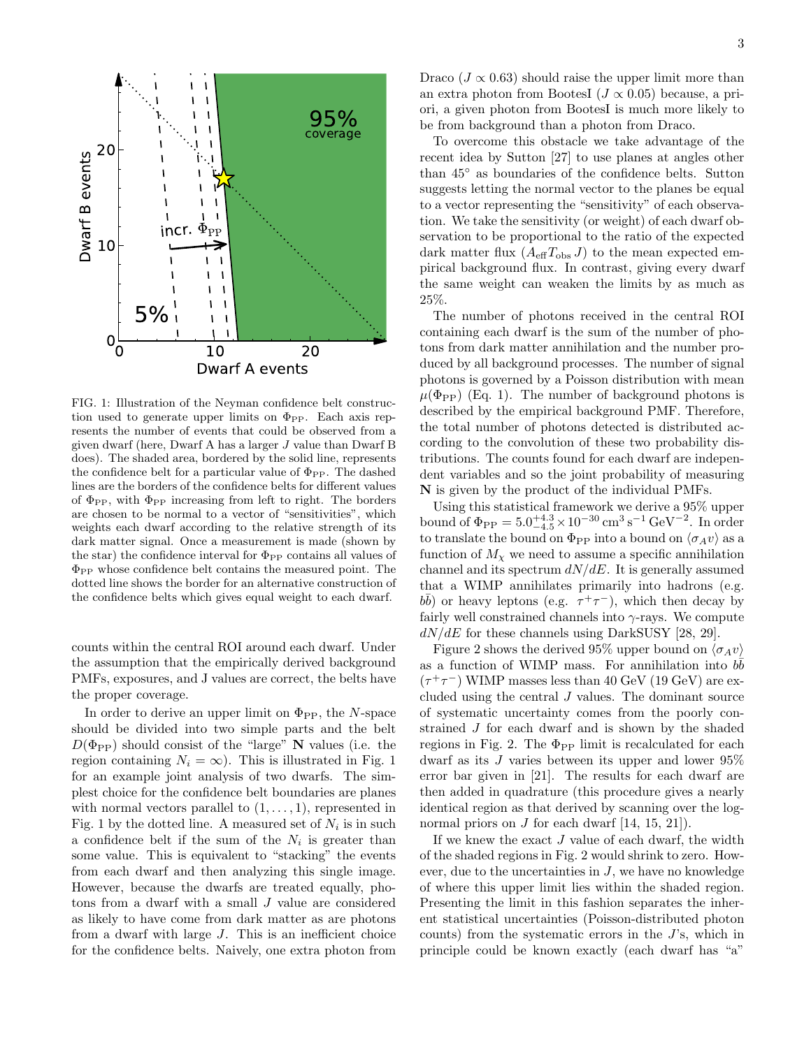FIG. 1: Illustration of the Neyman confidence belt construction used to generate upper limits on $\Phi_{\rm PP}$. Each axis represents the number of events that could be observed from a given dwarf (here, Dwarf A has a larger $J$ value than Dwarf B does). The shaded area, bordered by the solid line, represents the confidence belt for a particular value of $\Phi_{\rm PP}$. The dashed lines are the borders of the confidence belts for different values of $\Phi_{\rm PP}$, with $\Phi_{\rm PP}$ increasing from left to right. The borders are chosen to be normal to a vector of "sensitivities", which weights each dwarf according to the relative strength of its dark matter signal. Once a measurement is made (shown by the star) the confidence interval for $\Phi_{\rm PP}$ contains all values of $\Phi_{\rm PP}$ whose confidence belt contains the measured point. The dotted line shows the border for an alternative construction of the confidence belts which gives equal weight to each dwarf.

counts within the central ROI around each dwarf. Under the assumption that the empirically derived background PMFs, exposures, and J values are correct, the belts have the proper coverage.

In order to derive an upper limit on $\Phi_{\rm PP}$, the $N$-space should be divided into two simple parts and the belt $D(\Phi_{\rm PP})$ should consist of the "large" $\mathbf{N}$ values (i.e. the region containing $N_i = \infty$). This is illustrated in Fig. 1 for an example joint analysis of two dwarfs. The simplest choice for the confidence belt boundaries are planes with normal vectors parallel to $(1,\ldots,1)$, represented in Fig. 1 by the dotted line. A measured set of $N_i$ is in such a confidence belt if the sum of the $N_i$ is greater than some value. This is equivalent to "stacking" the events from each dwarf and then analyzing this single image. However, because the dwarfs are treated equally, photons from a dwarf with a small $J$ value are considered as likely to have come from dark matter as are photons from a dwarf with large $J$. This is an inefficient choice for the confidence belts. Naively, one extra photon from Draco ($J \propto 0.63$) should raise the upper limit more than an extra photon from BootesI ($J \propto 0.05$) because, a priori, a given photon from BootesI is much more likely to be from background than a photon from Draco.

To overcome this obstacle we take advantage of the recent idea by Sutton [27] to use planes at angles other than 45° as boundaries of the confidence belts. Sutton suggests letting the normal vector to the planes be equal to a vector representing the "sensitivity" of each observation. We take the sensitivity (or weight) of each dwarf observation to be proportional to the ratio of the expected dark matter flux ($A_{\rm eff} T_{\rm obs}\, J$) to the mean expected empirical background flux. In contrast, giving every dwarf the same weight can weaken the limits by as much as 25%.

The number of photons received in the central ROI containing each dwarf is the sum of the number of photons from dark matter annihilation and the number produced by all background processes. The number of signal photons is governed by a Poisson distribution with mean $\mu(\Phi_{\rm PP})$ (Eq. 1). The number of background photons is described by the empirical background PMF. Therefore, the total number of photons detected is distributed according to the convolution of these two probability distributions. The counts found for each dwarf are independent variables and so the joint probability of measuring $\mathbf{N}$ is given by the product of the individual PMFs.

Using this statistical framework we derive a 95% upper bound of $\Phi_{\rm PP} = 5.0^{+4.3}_{-4.5} \times 10^{-30}\,\mathrm{cm^3\,s^{-1}\,GeV^{-2}}$. In order to translate the bound on $\Phi_{\rm PP}$ into a bound on $\langle\sigma_A v\rangle$ as a function of $M_\chi$ we need to assume a specific annihilation channel and its spectrum $dN/dE$. It is generally assumed that a WIMP annihilates primarily into hadrons (e.g. $b\bar{b}$) or heavy leptons (e.g. $\tau^+\tau^-$), which then decay by fairly well constrained channels into $\gamma$-rays. We compute $dN/dE$ for these channels using DarkSUSY [28, 29].

Figure 2 shows the derived 95% upper bound on $\langle\sigma_A v\rangle$ as a function of WIMP mass. For annihilation into $b\bar{b}$ ($\tau^+\tau^-$) WIMP masses less than 40 GeV (19 GeV) are excluded using the central $J$ values. The dominant source of systematic uncertainty comes from the poorly constrained $J$ for each dwarf and is shown by the shaded regions in Fig. 2. The $\Phi_{\rm PP}$ limit is recalculated for each dwarf as its $J$ varies between its upper and lower 95% error bar given in [21]. The results for each dwarf are then added in quadrature (this procedure gives a nearly identical region as that derived by scanning over the log-normal priors on $J$ for each dwarf [14, 15, 21]).

If we knew the exact $J$ value of each dwarf, the width of the shaded regions in Fig. 2 would shrink to zero. However, due to the uncertainties in $J$, we have no knowledge of where this upper limit lies within the shaded region. Presenting the limit in this fashion separates the inherent statistical uncertainties (Poisson-distributed photon counts) from the systematic errors in the $J$'s, which in principle could be known exactly (each dwarf has "a"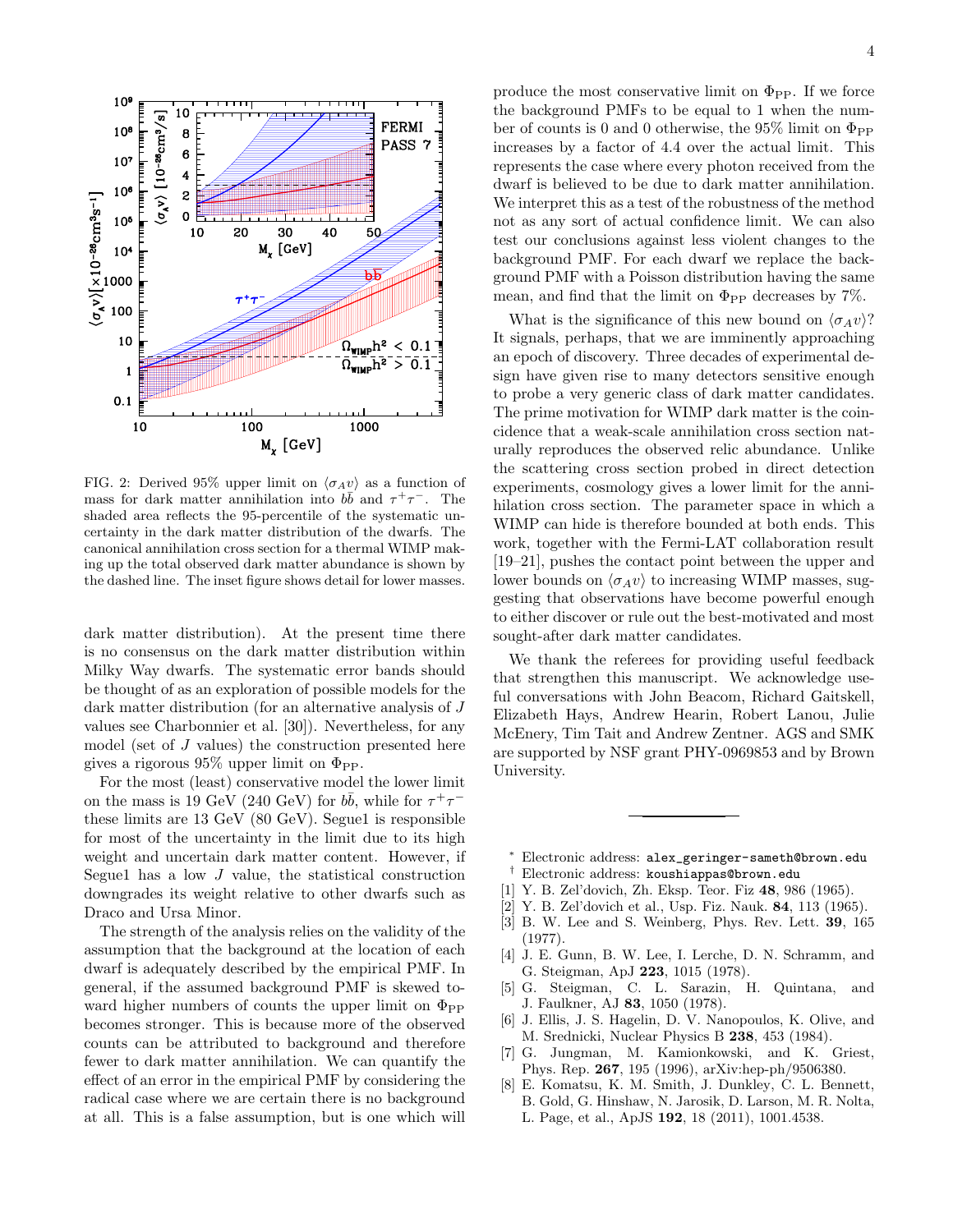FIG. 2: Derived 95% upper limit on $\langle\sigma_A v\rangle$ as a function of mass for dark matter annihilation into $b\bar{b}$ and $\tau^+\tau^-$. The shaded area reflects the 95-percentile of the systematic uncertainty in the dark matter distribution of the dwarfs. The canonical annihilation cross section for a thermal WIMP making up the total observed dark matter abundance is shown by the dashed line. The inset figure shows detail for lower masses.

dark matter distribution). At the present time there is no consensus on the dark matter distribution within Milky Way dwarfs. The systematic error bands should be thought of as an exploration of possible models for the dark matter distribution (for an alternative analysis of $J$ values see Charbonnier et al. [30]). Nevertheless, for any model (set of $J$ values) the construction presented here gives a rigorous 95% upper limit on $\Phi_{\rm PP}$.

For the most (least) conservative model the lower limit on the mass is 19 GeV (240 GeV) for $b\bar{b}$, while for $\tau^+\tau^-$ these limits are 13 GeV (80 GeV). Segue1 is responsible for most of the uncertainty in the limit due to its high weight and uncertain dark matter content. However, if Segue1 has a low $J$ value, the statistical construction downgrades its weight relative to other dwarfs such as Draco and Ursa Minor.

The strength of the analysis relies on the validity of the assumption that the background at the location of each dwarf is adequately described by the empirical PMF. In general, if the assumed background PMF is skewed toward higher numbers of counts the upper limit on $\Phi_{\rm PP}$ becomes stronger. This is because more of the observed counts can be attributed to background and therefore fewer to dark matter annihilation. We can quantify the effect of an error in the empirical PMF by considering the radical case where we are certain there is no background at all. This is a false assumption, but is one which will produce the most conservative limit on $\Phi_{\rm PP}$. If we force the background PMFs to be equal to 1 when the number of counts is 0 and 0 otherwise, the 95% limit on $\Phi_{\rm PP}$ increases by a factor of 4.4 over the actual limit. This represents the case where every photon received from the dwarf is believed to be due to dark matter annihilation. We interpret this as a test of the robustness of the method not as any sort of actual confidence limit. We can also test our conclusions against less violent changes to the background PMF. For each dwarf we replace the background PMF with a Poisson distribution having the same mean, and find that the limit on $\Phi_{\rm PP}$ decreases by 7%.

What is the significance of this new bound on $\langle\sigma_A v\rangle$? It signals, perhaps, that we are imminently approaching an epoch of discovery. Three decades of experimental design have given rise to many detectors sensitive enough to probe a very generic class of dark matter candidates. The prime motivation for WIMP dark matter is the coincidence that a weak-scale annihilation cross section naturally reproduces the observed relic abundance. Unlike the scattering cross section probed in direct detection experiments, cosmology gives a lower limit for the annihilation cross section. The parameter space in which a WIMP can hide is therefore bounded at both ends. This work, together with the Fermi-LAT collaboration result [19–21], pushes the contact point between the upper and lower bounds on $\langle\sigma_A v\rangle$ to increasing WIMP masses, suggesting that observations have become powerful enough to either discover or rule out the best-motivated and most sought-after dark matter candidates.

We thank the referees for providing useful feedback that strengthen this manuscript. We acknowledge useful conversations with John Beacom, Richard Gaitskell, Elizabeth Hays, Andrew Hearin, Robert Lanou, Julie McEnery, Tim Tait and Andrew Zentner. AGS and SMK are supported by NSF grant PHY-0969853 and by Brown University.

---

[*] Electronic address: `alex_geringer-sameth@brown.edu`

[†] Electronic address: `koushiappas@brown.edu`

[1] Y. B. Zel'dovich, Zh. Eksp. Teor. Fiz **48**, 986 (1965).

[2] Y. B. Zel'dovich et al., Usp. Fiz. Nauk. **84**, 113 (1965).

[3] B. W. Lee and S. Weinberg, Phys. Rev. Lett. **39**, 165 (1977).

[4] J. E. Gunn, B. W. Lee, I. Lerche, D. N. Schramm, and G. Steigman, ApJ **223**, 1015 (1978).

[5] G. Steigman, C. L. Sarazin, H. Quintana, and J. Faulkner, AJ **83**, 1050 (1978).

[6] J. Ellis, J. S. Hagelin, D. V. Nanopoulos, K. Olive, and M. Srednicki, Nuclear Physics B **238**, 453 (1984).

[7] G. Jungman, M. Kamionkowski, and K. Griest, Phys. Rep. **267**, 195 (1996), arXiv:hep-ph/9506380.

[8] E. Komatsu, K. M. Smith, J. Dunkley, C. L. Bennett, B. Gold, G. Hinshaw, N. Jarosik, D. Larson, M. R. Nolta, L. Page, et al., ApJS **192**, 18 (2011), 1001.4538.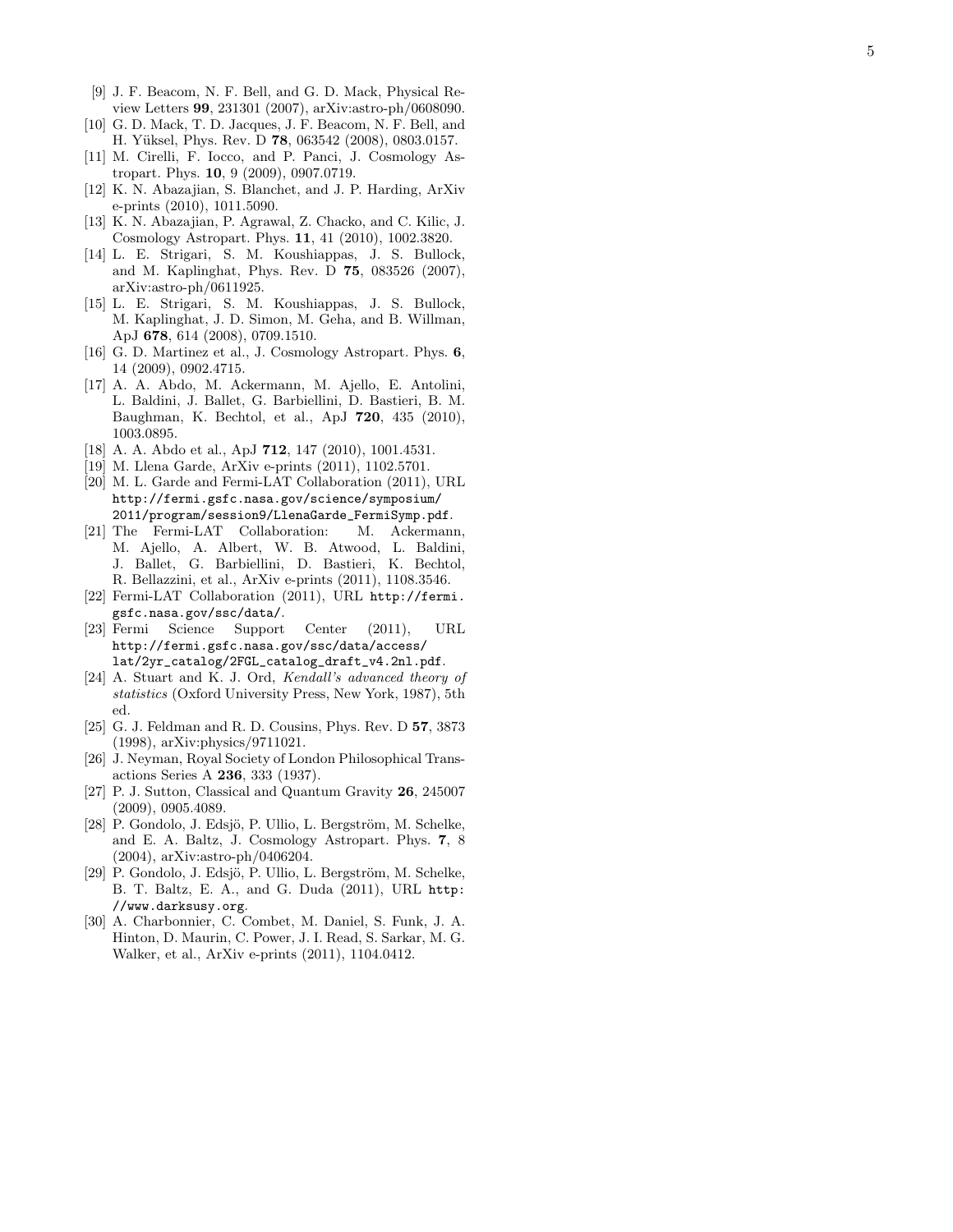[9] J. F. Beacom, N. F. Bell, and G. D. Mack, Physical Review Letters **99**, 231301 (2007), arXiv:astro-ph/0608090.

[10] G. D. Mack, T. D. Jacques, J. F. Beacom, N. F. Bell, and H. Yüksel, Phys. Rev. D **78**, 063542 (2008), 0803.0157.

[11] M. Cirelli, F. Iocco, and P. Panci, J. Cosmology Astropart. Phys. **10**, 9 (2009), 0907.0719.

[12] K. N. Abazajian, S. Blanchet, and J. P. Harding, ArXiv e-prints (2010), 1011.5090.

[13] K. N. Abazajian, P. Agrawal, Z. Chacko, and C. Kilic, J. Cosmology Astropart. Phys. **11**, 41 (2010), 1002.3820.

[14] L. E. Strigari, S. M. Koushiappas, J. S. Bullock, and M. Kaplinghat, Phys. Rev. D **75**, 083526 (2007), arXiv:astro-ph/0611925.

[15] L. E. Strigari, S. M. Koushiappas, J. S. Bullock, M. Kaplinghat, J. D. Simon, M. Geha, and B. Willman, ApJ **678**, 614 (2008), 0709.1510.

[16] G. D. Martinez et al., J. Cosmology Astropart. Phys. **6**, 14 (2009), 0902.4715.

[17] A. A. Abdo, M. Ackermann, M. Ajello, E. Antolini, L. Baldini, J. Ballet, G. Barbiellini, D. Bastieri, B. M. Baughman, K. Bechtol, et al., ApJ **720**, 435 (2010), 1003.0895.

[18] A. A. Abdo et al., ApJ **712**, 147 (2010), 1001.4531.

[19] M. Llena Garde, ArXiv e-prints (2011), 1102.5701.

[20] M. L. Garde and Fermi-LAT Collaboration (2011), URL http://fermi.gsfc.nasa.gov/science/symposium/2011/program/session9/LlenaGarde_FermiSymp.pdf.

[21] The Fermi-LAT Collaboration: M. Ackermann, M. Ajello, A. Albert, W. B. Atwood, L. Baldini, J. Ballet, G. Barbiellini, D. Bastieri, K. Bechtol, R. Bellazzini, et al., ArXiv e-prints (2011), 1108.3546.

[22] Fermi-LAT Collaboration (2011), URL http://fermi.gsfc.nasa.gov/ssc/data/.

[23] Fermi Science Support Center (2011), URL http://fermi.gsfc.nasa.gov/ssc/data/access/lat/2yr_catalog/2FGL_catalog_draft_v4.2nl.pdf.

[24] A. Stuart and K. J. Ord, *Kendall's advanced theory of statistics* (Oxford University Press, New York, 1987), 5th ed.

[25] G. J. Feldman and R. D. Cousins, Phys. Rev. D **57**, 3873 (1998), arXiv:physics/9711021.

[26] J. Neyman, Royal Society of London Philosophical Transactions Series A **236**, 333 (1937).

[27] P. J. Sutton, Classical and Quantum Gravity **26**, 245007 (2009), 0905.4089.

[28] P. Gondolo, J. Edsjö, P. Ullio, L. Bergström, M. Schelke, and E. A. Baltz, J. Cosmology Astropart. Phys. **7**, 8 (2004), arXiv:astro-ph/0406204.

[29] P. Gondolo, J. Edsjö, P. Ullio, L. Bergström, M. Schelke, B. T. Baltz, E. A., and G. Duda (2011), URL http://www.darksusy.org.

[30] A. Charbonnier, C. Combet, M. Daniel, S. Funk, J. A. Hinton, D. Maurin, C. Power, J. I. Read, S. Sarkar, M. G. Walker, et al., ArXiv e-prints (2011), 1104.0412.